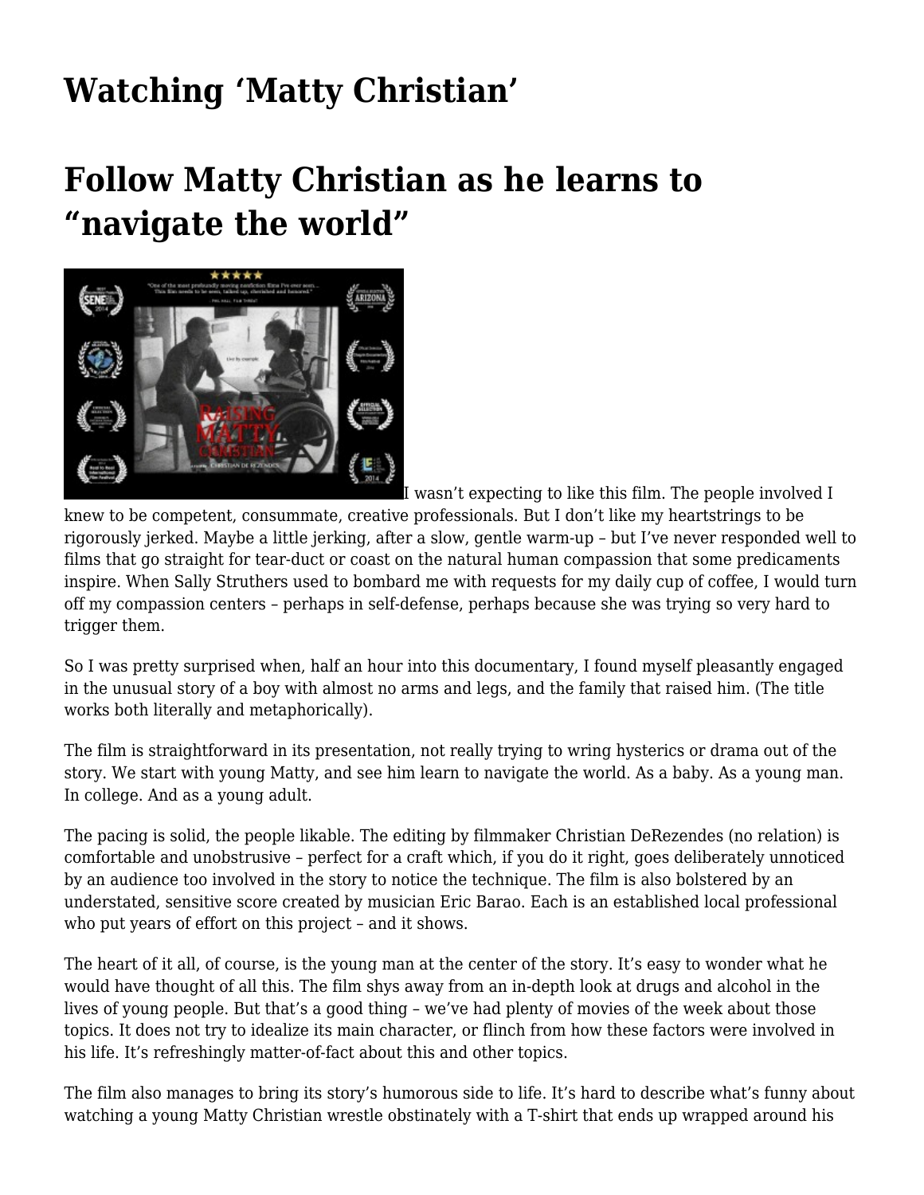# Watching 'Matty Christian'

# Follow Matty Christian as he learns to "navigate the world"

I wasn't expecting to like this film. The people involved I knew to be competent, consummate, creative professionals. But I don't like my heartstrings to be rigorously jerked. Maybe a little jerking, after a slow, gentle warm-up – but I've never responded well to films that go straight for tear-duct or coast on the natural human compassion that some predicaments inspire. When Sally Struthers used to bombard me with requests for my daily cup of coffee, I would turn off my compassion centers – perhaps in self-defense, perhaps because she was trying so very hard to trigger them.

So I was pretty surprised when, half an hour into this documentary, I found myself pleasantly engaged in the unusual story of a boy with almost no arms and legs, and the family that raised him. (The title works both literally and metaphorically).

The film is straightforward in its presentation, not really trying to wring hysterics or drama out of the story. We start with young Matty, and see him learn to navigate the world. As a baby. As a young man. In college. And as a young adult.

The pacing is solid, the people likable. The editing by filmmaker Christian DeRezendes (no relation) is comfortable and unobstrusive – perfect for a craft which, if you do it right, goes deliberately unnoticed by an audience too involved in the story to notice the technique. The film is also bolstered by an understated, sensitive score created by musician Eric Barao. Each is an established local professional who put years of effort on this project – and it shows.

The heart of it all, of course, is the young man at the center of the story. It's easy to wonder what he would have thought of all this. The film shys away from an in-depth look at drugs and alcohol in the lives of young people. But that's a good thing – we've had plenty of movies of the week about those topics. It does not try to idealize its main character, or flinch from how these factors were involved in his life. It's refreshingly matter-of-fact about this and other topics.

The film also manages to bring its story's humorous side to life. It's hard to describe what's funny about watching a young Matty Christian wrestle obstinately with a T-shirt that ends up wrapped around his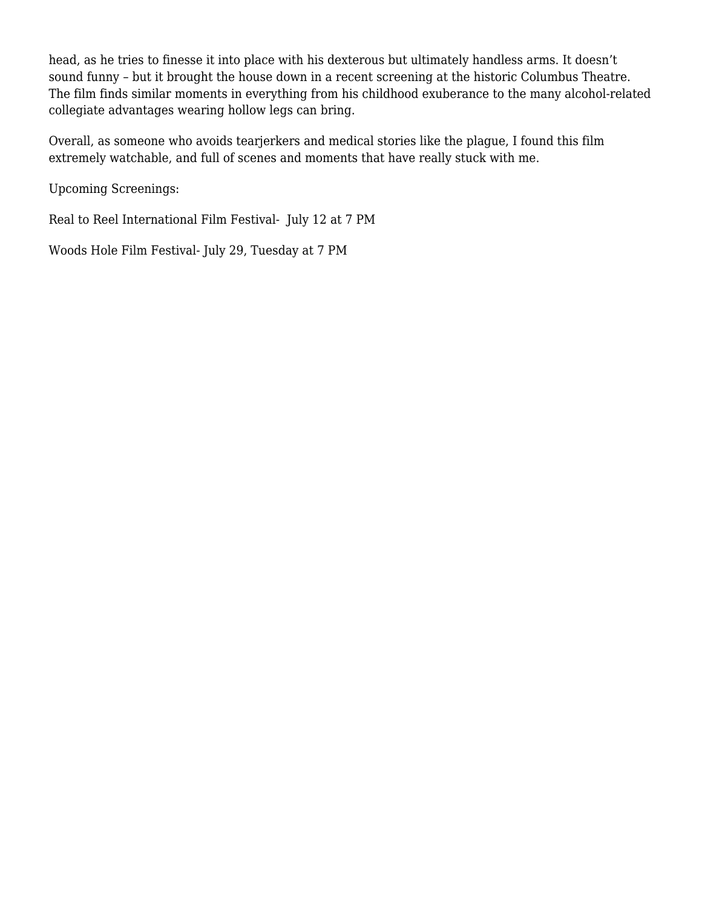head, as he tries to finesse it into place with his dexterous but ultimately handless arms. It doesn't sound funny – but it brought the house down in a recent screening at the historic Columbus Theatre. The film finds similar moments in everything from his childhood exuberance to the many alcohol-related collegiate advantages wearing hollow legs can bring.

Overall, as someone who avoids tearjerkers and medical stories like the plague, I found this film extremely watchable, and full of scenes and moments that have really stuck with me.

Upcoming Screenings:

Real to Reel International Film Festival-  July 12 at 7 PM

Woods Hole Film Festival- July 29, Tuesday at 7 PM